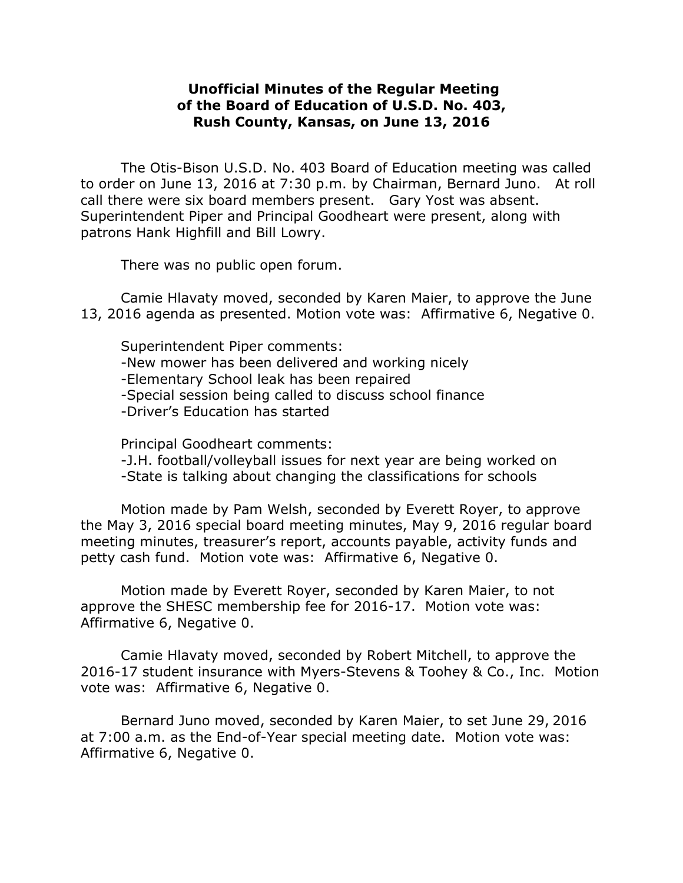# Unofficial Minutes of the Regular Meeting of the Board of Education of U.S.D. No. 403, Rush County, Kansas, on June 13, 2016

The Otis-Bison U.S.D. No. 403 Board of Education meeting was called to order on June 13, 2016 at 7:30 p.m. by Chairman, Bernard Juno. At roll call there were six board members present. Gary Yost was absent. Superintendent Piper and Principal Goodheart were present, along with patrons Hank Highfill and Bill Lowry.

There was no public open forum.

Camie Hlavaty moved, seconded by Karen Maier, to approve the June 13, 2016 agenda as presented. Motion vote was: Affirmative 6, Negative 0.

Superintendent Piper comments:

- New mower has been delivered and working nicely
- Elementary School leak has been repaired
- Special session being called to discuss school finance
- Driver's Education has started

Principal Goodheart comments:

- J.H. football/volleyball issues for next year are being worked on
- State is talking about changing the classifications for schools

Motion made by Pam Welsh, seconded by Everett Royer, to approve the May 3, 2016 special board meeting minutes, May 9, 2016 regular board meeting minutes, treasurer's report, accounts payable, activity funds and petty cash fund. Motion vote was: Affirmative 6, Negative 0.

Motion made by Everett Royer, seconded by Karen Maier, to not approve the SHESC membership fee for 2016-17. Motion vote was: Affirmative 6, Negative 0.

Camie Hlavaty moved, seconded by Robert Mitchell, to approve the 2016-17 student insurance with Myers-Stevens & Toohey & Co., Inc. Motion vote was: Affirmative 6, Negative 0.

Bernard Juno moved, seconded by Karen Maier, to set June 29, 2016 at 7:00 a.m. as the End-of-Year special meeting date. Motion vote was: Affirmative 6, Negative 0.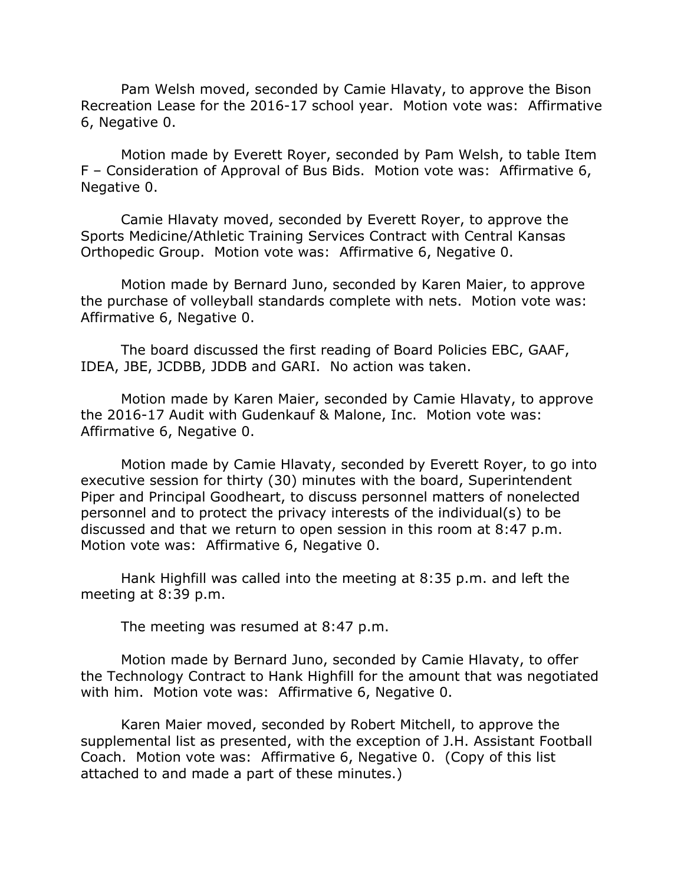Pam Welsh moved, seconded by Camie Hlavaty, to approve the Bison Recreation Lease for the 2016-17 school year. Motion vote was: Affirmative 6, Negative 0.

Motion made by Everett Royer, seconded by Pam Welsh, to table Item F – Consideration of Approval of Bus Bids. Motion vote was: Affirmative 6, Negative 0.

Camie Hlavaty moved, seconded by Everett Royer, to approve the Sports Medicine/Athletic Training Services Contract with Central Kansas Orthopedic Group. Motion vote was: Affirmative 6, Negative 0.

Motion made by Bernard Juno, seconded by Karen Maier, to approve the purchase of volleyball standards complete with nets. Motion vote was: Affirmative 6, Negative 0.

The board discussed the first reading of Board Policies EBC, GAAF, IDEA, JBE, JCDBB, JDDB and GARI. No action was taken.

Motion made by Karen Maier, seconded by Camie Hlavaty, to approve the 2016-17 Audit with Gudenkauf & Malone, Inc. Motion vote was: Affirmative 6, Negative 0.

Motion made by Camie Hlavaty, seconded by Everett Royer, to go into executive session for thirty (30) minutes with the board, Superintendent Piper and Principal Goodheart, to discuss personnel matters of nonelected personnel and to protect the privacy interests of the individual(s) to be discussed and that we return to open session in this room at 8:47 p.m. Motion vote was: Affirmative 6, Negative 0.

Hank Highfill was called into the meeting at 8:35 p.m. and left the meeting at 8:39 p.m.

The meeting was resumed at 8:47 p.m.

Motion made by Bernard Juno, seconded by Camie Hlavaty, to offer the Technology Contract to Hank Highfill for the amount that was negotiated with him. Motion vote was: Affirmative 6, Negative 0.

Karen Maier moved, seconded by Robert Mitchell, to approve the supplemental list as presented, with the exception of J.H. Assistant Football Coach. Motion vote was: Affirmative 6, Negative 0. (Copy of this list attached to and made a part of these minutes.)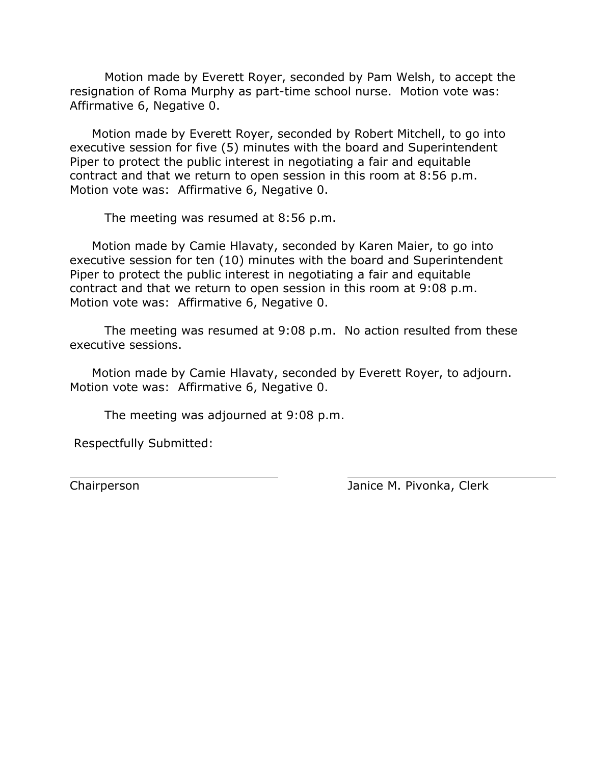Motion made by Everett Royer, seconded by Pam Welsh, to accept the resignation of Roma Murphy as part-time school nurse. Motion vote was: Affirmative 6, Negative 0.

Motion made by Everett Royer, seconded by Robert Mitchell, to go into executive session for five (5) minutes with the board and Superintendent Piper to protect the public interest in negotiating a fair and equitable contract and that we return to open session in this room at 8:56 p.m. Motion vote was: Affirmative 6, Negative 0.

The meeting was resumed at 8:56 p.m.

Motion made by Camie Hlavaty, seconded by Karen Maier, to go into executive session for ten (10) minutes with the board and Superintendent Piper to protect the public interest in negotiating a fair and equitable contract and that we return to open session in this room at 9:08 p.m. Motion vote was: Affirmative 6, Negative 0.

The meeting was resumed at 9:08 p.m. No action resulted from these executive sessions.

Motion made by Camie Hlavaty, seconded by Everett Royer, to adjourn. Motion vote was: Affirmative 6, Negative 0.

The meeting was adjourned at 9:08 p.m.

Respectfully Submitted:

\_\_\_\_\_\_\_\_\_\_\_\_\_\_\_\_\_\_\_\_\_\_\_\_\_\_\_\_
Chairperson

\_\_\_\_\_\_\_\_\_\_\_\_\_\_\_\_\_\_\_\_\_\_\_\_\_\_\_\_
Janice M. Pivonka, Clerk